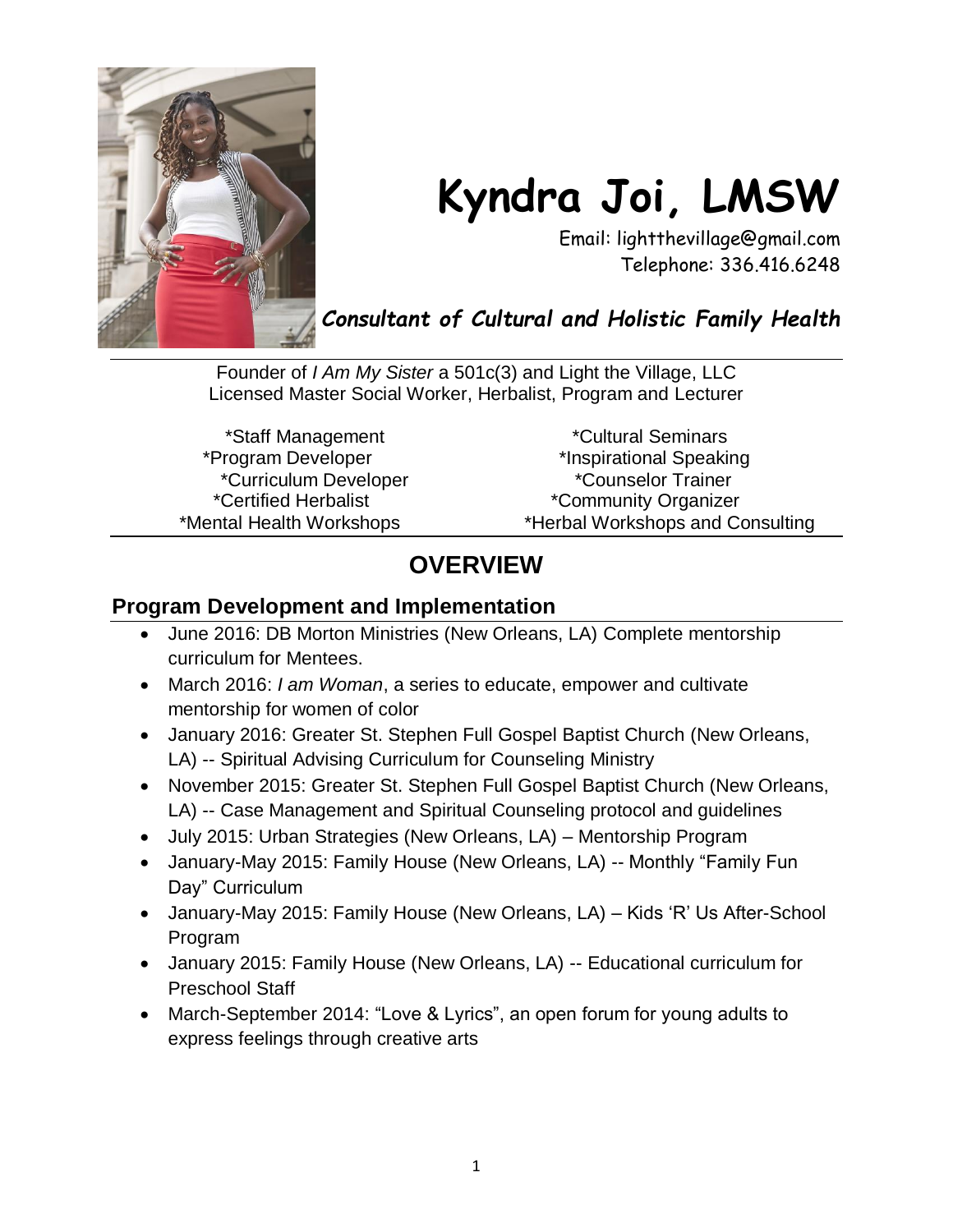# Kyndra Joi, LMSW

Email: lightthevillage@gmail.com
Telephone: 336.416.6248

***Consultant of Cultural and Holistic Family Health***

---

Founder of *I Am My Sister* a 501c(3) and Light the Village, LLC
Licensed Master Social Worker, Herbalist, Program and Lecturer

*Staff Management
*Program Developer
*Curriculum Developer
*Certified Herbalist
*Mental Health Workshops
*Cultural Seminars
*Inspirational Speaking
*Counselor Trainer
*Community Organizer
*Herbal Workshops and Consulting

---

## OVERVIEW

### Program Development and Implementation

- June 2016: DB Morton Ministries (New Orleans, LA) Complete mentorship curriculum for Mentees.
- March 2016: *I am Woman*, a series to educate, empower and cultivate mentorship for women of color
- January 2016: Greater St. Stephen Full Gospel Baptist Church (New Orleans, LA) -- Spiritual Advising Curriculum for Counseling Ministry
- November 2015: Greater St. Stephen Full Gospel Baptist Church (New Orleans, LA) -- Case Management and Spiritual Counseling protocol and guidelines
- July 2015: Urban Strategies (New Orleans, LA) – Mentorship Program
- January-May 2015: Family House (New Orleans, LA) -- Monthly "Family Fun Day" Curriculum
- January-May 2015: Family House (New Orleans, LA) – Kids 'R' Us After-School Program
- January 2015: Family House (New Orleans, LA) -- Educational curriculum for Preschool Staff
- March-September 2014: "Love & Lyrics", an open forum for young adults to express feelings through creative arts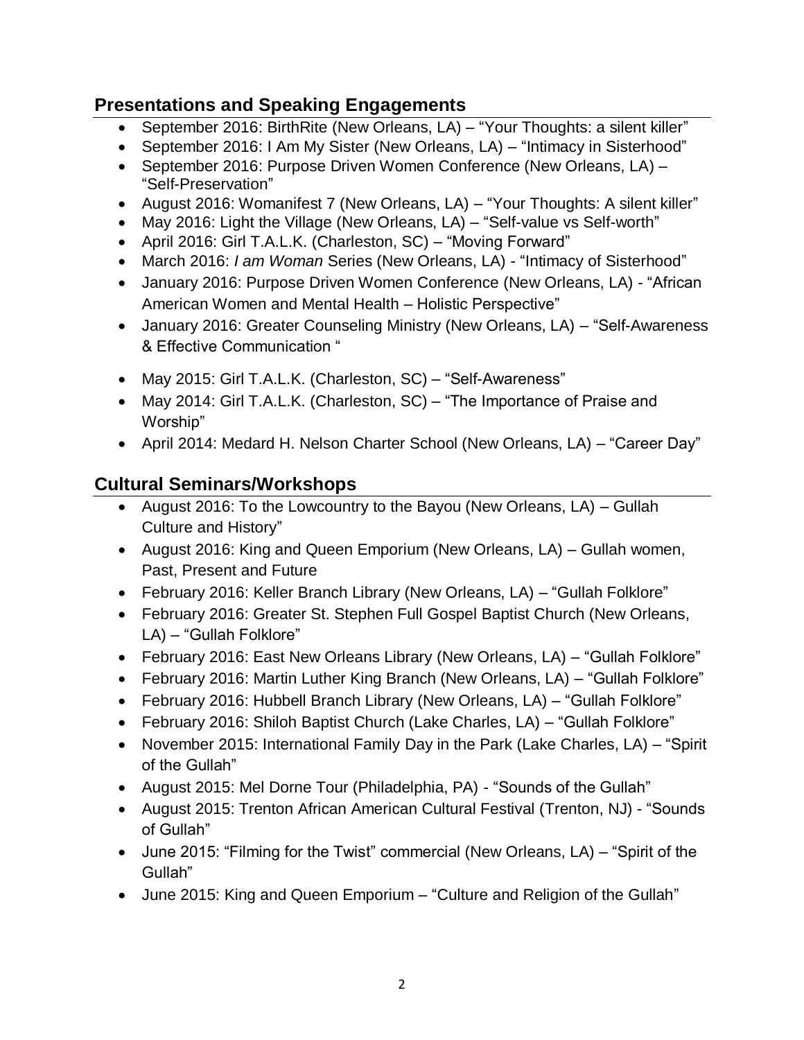## Presentations and Speaking Engagements

- September 2016: BirthRite (New Orleans, LA) – "Your Thoughts: a silent killer"
- September 2016: I Am My Sister (New Orleans, LA) – "Intimacy in Sisterhood"
- September 2016: Purpose Driven Women Conference (New Orleans, LA) – "Self-Preservation"
- August 2016: Womanifest 7 (New Orleans, LA) – "Your Thoughts: A silent killer"
- May 2016: Light the Village (New Orleans, LA) – "Self-value vs Self-worth"
- April 2016: Girl T.A.L.K. (Charleston, SC) – "Moving Forward"
- March 2016: *I am Woman* Series (New Orleans, LA) - "Intimacy of Sisterhood"
- January 2016: Purpose Driven Women Conference (New Orleans, LA) - "African American Women and Mental Health – Holistic Perspective"
- January 2016: Greater Counseling Ministry (New Orleans, LA) – "Self-Awareness & Effective Communication "
- May 2015: Girl T.A.L.K. (Charleston, SC) – "Self-Awareness"
- May 2014: Girl T.A.L.K. (Charleston, SC) – "The Importance of Praise and Worship"
- April 2014: Medard H. Nelson Charter School (New Orleans, LA) – "Career Day"

## Cultural Seminars/Workshops

- August 2016: To the Lowcountry to the Bayou (New Orleans, LA) – Gullah Culture and History"
- August 2016: King and Queen Emporium (New Orleans, LA) – Gullah women, Past, Present and Future
- February 2016: Keller Branch Library (New Orleans, LA) – "Gullah Folklore"
- February 2016: Greater St. Stephen Full Gospel Baptist Church (New Orleans, LA) – "Gullah Folklore"
- February 2016: East New Orleans Library (New Orleans, LA) – "Gullah Folklore"
- February 2016: Martin Luther King Branch (New Orleans, LA) – "Gullah Folklore"
- February 2016: Hubbell Branch Library (New Orleans, LA) – "Gullah Folklore"
- February 2016: Shiloh Baptist Church (Lake Charles, LA) – "Gullah Folklore"
- November 2015: International Family Day in the Park (Lake Charles, LA) – "Spirit of the Gullah"
- August 2015: Mel Dorne Tour (Philadelphia, PA) - "Sounds of the Gullah"
- August 2015: Trenton African American Cultural Festival (Trenton, NJ) - "Sounds of Gullah"
- June 2015: "Filming for the Twist" commercial (New Orleans, LA) – "Spirit of the Gullah"
- June 2015: King and Queen Emporium – "Culture and Religion of the Gullah"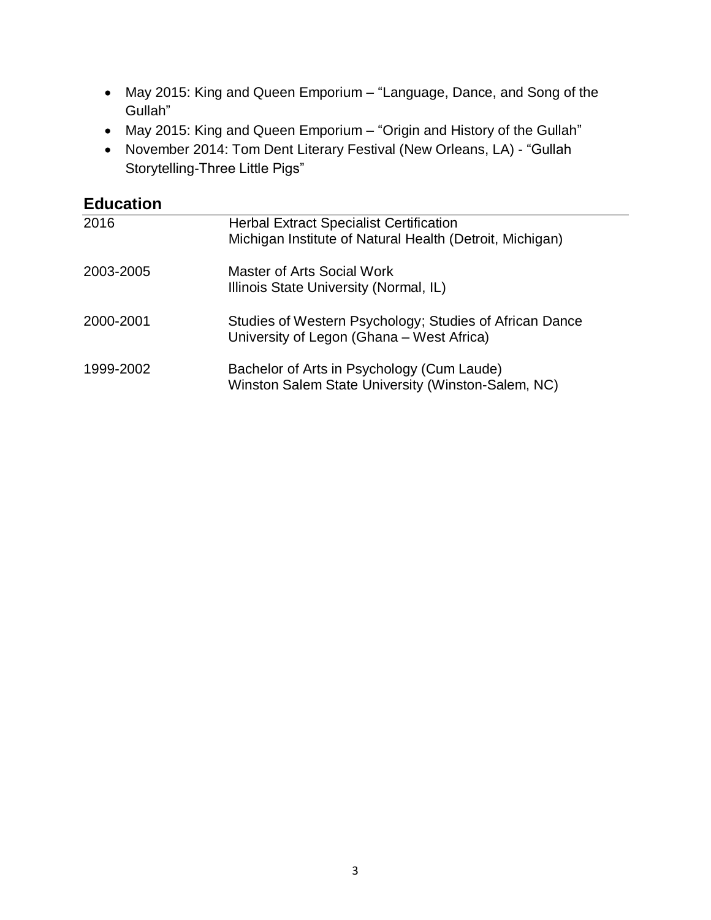- May 2015: King and Queen Emporium – "Language, Dance, and Song of the Gullah"
- May 2015: King and Queen Emporium – "Origin and History of the Gullah"
- November 2014: Tom Dent Literary Festival (New Orleans, LA) - "Gullah Storytelling-Three Little Pigs"

## Education

| | |
|---|---|
| 2016 | Herbal Extract Specialist Certification<br>Michigan Institute of Natural Health (Detroit, Michigan) |
| 2003-2005 | Master of Arts Social Work<br>Illinois State University (Normal, IL) |
| 2000-2001 | Studies of Western Psychology; Studies of African Dance<br>University of Legon (Ghana – West Africa) |
| 1999-2002 | Bachelor of Arts in Psychology (Cum Laude)<br>Winston Salem State University (Winston-Salem, NC) |